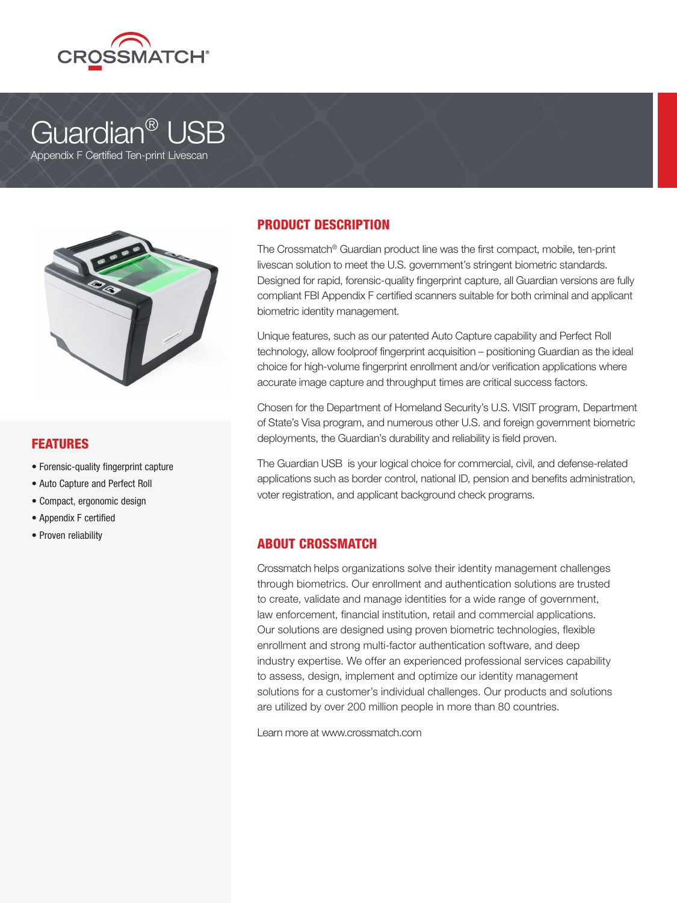CROSSMATCH®

# Guardian® USB

Appendix F Certified Ten-print Livescan

## FEATURES

- Forensic-quality fingerprint capture
- Auto Capture and Perfect Roll
- Compact, ergonomic design
- Appendix F certified
- Proven reliability

## PRODUCT DESCRIPTION

The Crossmatch® Guardian product line was the first compact, mobile, ten-print livescan solution to meet the U.S. government's stringent biometric standards. Designed for rapid, forensic-quality fingerprint capture, all Guardian versions are fully compliant FBI Appendix F certified scanners suitable for both criminal and applicant biometric identity management.

Unique features, such as our patented Auto Capture capability and Perfect Roll technology, allow foolproof fingerprint acquisition – positioning Guardian as the ideal choice for high-volume fingerprint enrollment and/or verification applications where accurate image capture and throughput times are critical success factors.

Chosen for the Department of Homeland Security's U.S. VISIT program, Department of State's Visa program, and numerous other U.S. and foreign government biometric deployments, the Guardian's durability and reliability is field proven.

The Guardian USB is your logical choice for commercial, civil, and defense-related applications such as border control, national ID, pension and benefits administration, voter registration, and applicant background check programs.

## ABOUT CROSSMATCH

Crossmatch helps organizations solve their identity management challenges through biometrics. Our enrollment and authentication solutions are trusted to create, validate and manage identities for a wide range of government, law enforcement, financial institution, retail and commercial applications. Our solutions are designed using proven biometric technologies, flexible enrollment and strong multi-factor authentication software, and deep industry expertise. We offer an experienced professional services capability to assess, design, implement and optimize our identity management solutions for a customer's individual challenges. Our products and solutions are utilized by over 200 million people in more than 80 countries.

Learn more at www.crossmatch.com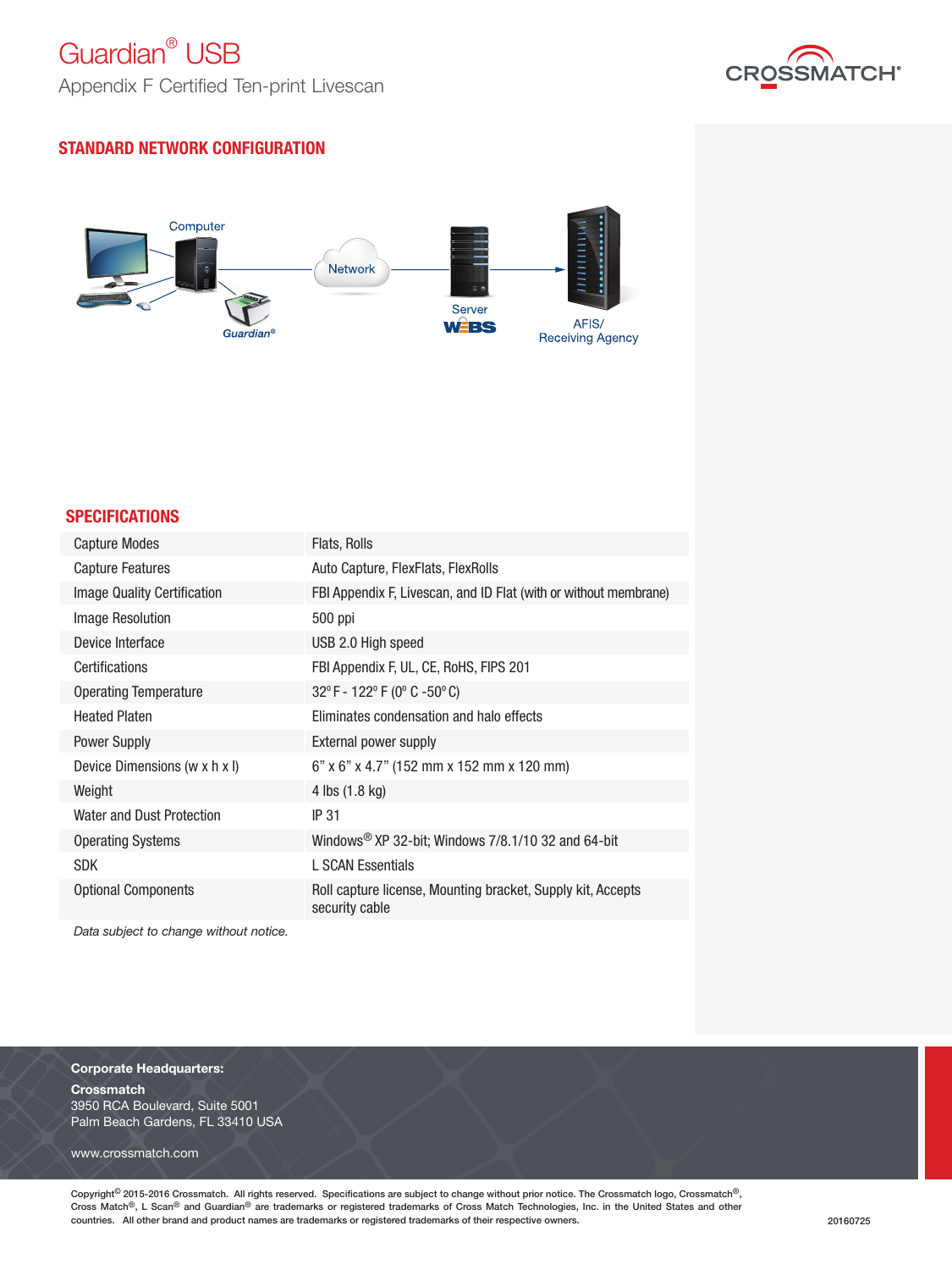# Guardian® USB

Appendix F Certified Ten-print Livescan

CROSSMATCH®

## STANDARD NETWORK CONFIGURATION

Computer

Network

Server

WEBS

AFIS/
Receiving Agency

Guardian®

## SPECIFICATIONS

| | |
|---|---|
| Capture Modes | Flats, Rolls |
| Capture Features | Auto Capture, FlexFlats, FlexRolls |
| Image Quality Certification | FBI Appendix F, Livescan, and ID Flat (with or without membrane) |
| Image Resolution | 500 ppi |
| Device Interface | USB 2.0 High speed |
| Certifications | FBI Appendix F, UL, CE, RoHS, FIPS 201 |
| Operating Temperature | 32° F - 122° F (0° C -50° C) |
| Heated Platen | Eliminates condensation and halo effects |
| Power Supply | External power supply |
| Device Dimensions (w x h x l) | 6" x 6" x 4.7" (152 mm x 152 mm x 120 mm) |
| Weight | 4 lbs (1.8 kg) |
| Water and Dust Protection | IP 31 |
| Operating Systems | Windows® XP 32-bit; Windows 7/8.1/10 32 and 64-bit |
| SDK | L SCAN Essentials |
| Optional Components | Roll capture license, Mounting bracket, Supply kit, Accepts security cable |

*Data subject to change without notice.*

**Corporate Headquarters:**

**Crossmatch**
3950 RCA Boulevard, Suite 5001
Palm Beach Gardens, FL 33410 USA

www.crossmatch.com

Copyright© 2015-2016 Crossmatch. All rights reserved. Specifications are subject to change without prior notice. The Crossmatch logo, Crossmatch®, Cross Match®, L Scan® and Guardian® are trademarks or registered trademarks of Cross Match Technologies, Inc. in the United States and other countries. All other brand and product names are trademarks or registered trademarks of their respective owners.

20160725